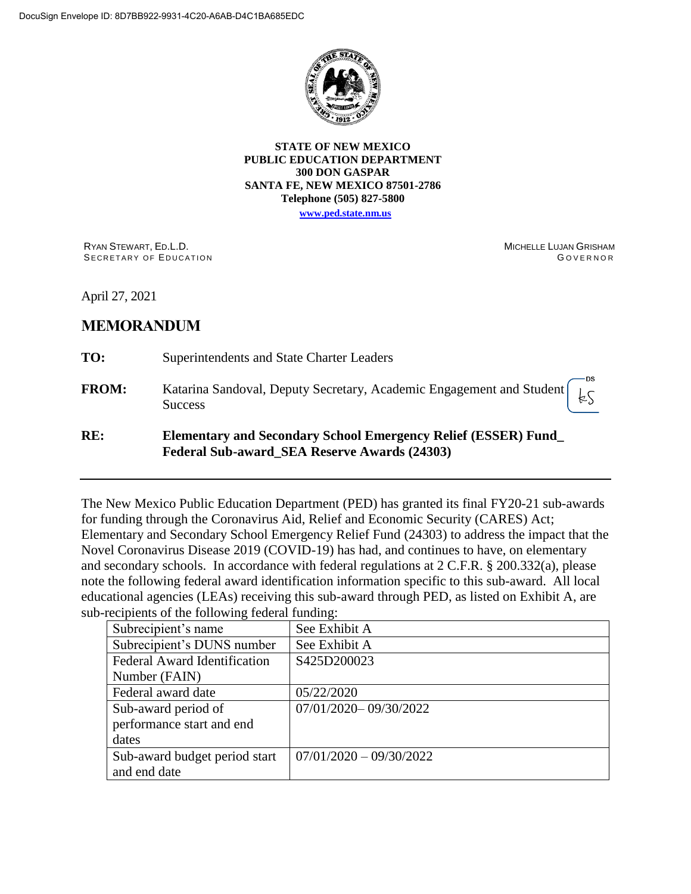DocuSign Envelope ID: 8D7BB922-9931-4C20-A6AB-D4C1BA685EDC

**STATE OF NEW MEXICO**
**PUBLIC EDUCATION DEPARTMENT**
**300 DON GASPAR**
**SANTA FE, NEW MEXICO 87501-2786**
**Telephone (505) 827-5800**
**www.ped.state.nm.us**

RYAN STEWART, ED.L.D.
SECRETARY OF EDUCATION

MICHELLE LUJAN GRISHAM
GOVERNOR

April 27, 2021

## MEMORANDUM

**TO:** Superintendents and State Charter Leaders

**FROM:** Katarina Sandoval, Deputy Secretary, Academic Engagement and Student Success

**RE:** **Elementary and Secondary School Emergency Relief (ESSER) Fund_ Federal Sub-award_SEA Reserve Awards (24303)**

---

The New Mexico Public Education Department (PED) has granted its final FY20-21 sub-awards for funding through the Coronavirus Aid, Relief and Economic Security (CARES) Act; Elementary and Secondary School Emergency Relief Fund (24303) to address the impact that the Novel Coronavirus Disease 2019 (COVID-19) has had, and continues to have, on elementary and secondary schools. In accordance with federal regulations at 2 C.F.R. § 200.332(a), please note the following federal award identification information specific to this sub-award. All local educational agencies (LEAs) receiving this sub-award through PED, as listed on Exhibit A, are sub-recipients of the following federal funding:

| | |
|---|---|
| Subrecipient's name | See Exhibit A |
| Subrecipient's DUNS number | See Exhibit A |
| Federal Award Identification Number (FAIN) | S425D200023 |
| Federal award date | 05/22/2020 |
| Sub-award period of performance start and end dates | 07/01/2020– 09/30/2022 |
| Sub-award budget period start and end date | 07/01/2020 – 09/30/2022 |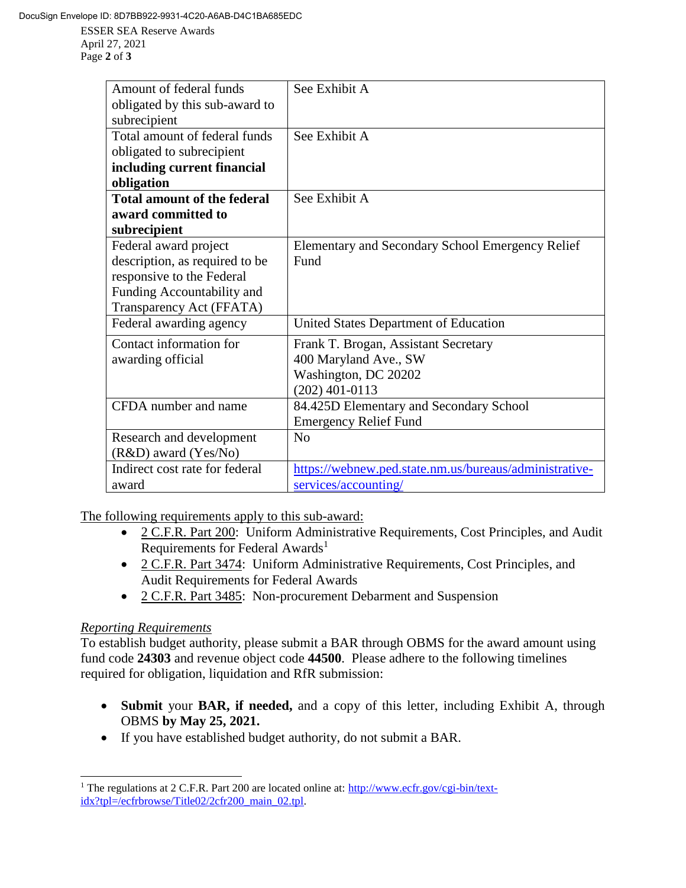| Amount of federal funds obligated by this sub-award to subrecipient | See Exhibit A |
|---|---|
| Total amount of federal funds obligated to subrecipient **including current financial obligation** | See Exhibit A |
| **Total amount of the federal award committed to subrecipient** | See Exhibit A |
| Federal award project description, as required to be responsive to the Federal Funding Accountability and Transparency Act (FFATA) | Elementary and Secondary School Emergency Relief Fund |
| Federal awarding agency | United States Department of Education |
| Contact information for awarding official | Frank T. Brogan, Assistant Secretary<br>400 Maryland Ave., SW<br>Washington, DC 20202<br>(202) 401-0113 |
| CFDA number and name | 84.425D Elementary and Secondary School Emergency Relief Fund |
| Research and development (R&D) award (Yes/No) | No |
| Indirect cost rate for federal award | https://webnew.ped.state.nm.us/bureaus/administrative-services/accounting/ |

The following requirements apply to this sub-award:

- 2 C.F.R. Part 200: Uniform Administrative Requirements, Cost Principles, and Audit Requirements for Federal Awards[1]
- 2 C.F.R. Part 3474: Uniform Administrative Requirements, Cost Principles, and Audit Requirements for Federal Awards
- 2 C.F.R. Part 3485: Non-procurement Debarment and Suspension

*Reporting Requirements*

To establish budget authority, please submit a BAR through OBMS for the award amount using fund code **24303** and revenue object code **44500**. Please adhere to the following timelines required for obligation, liquidation and RfR submission:

- **Submit** your **BAR, if needed,** and a copy of this letter, including Exhibit A, through OBMS **by May 25, 2021.**
- If you have established budget authority, do not submit a BAR.

[1] The regulations at 2 C.F.R. Part 200 are located online at: http://www.ecfr.gov/cgi-bin/text-idx?tpl=/ecfrbrowse/Title02/2cfr200_main_02.tpl.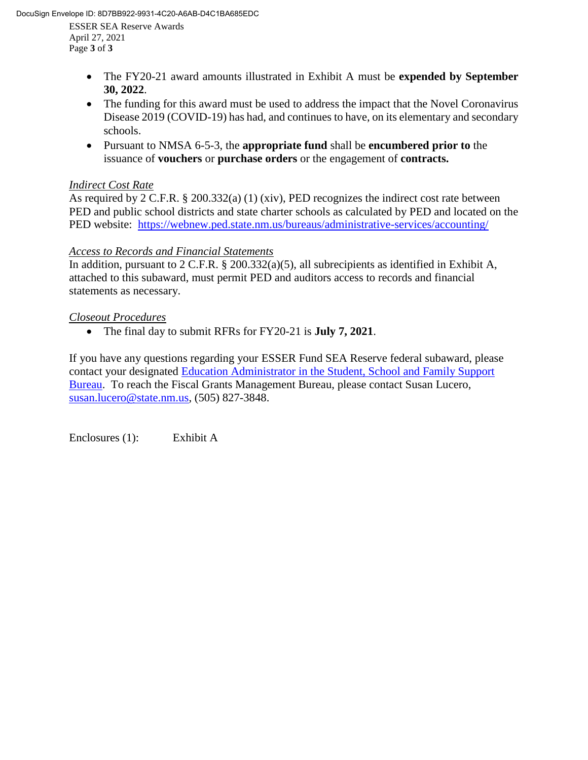- The FY20-21 award amounts illustrated in Exhibit A must be **expended by September 30, 2022**.
- The funding for this award must be used to address the impact that the Novel Coronavirus Disease 2019 (COVID-19) has had, and continues to have, on its elementary and secondary schools.
- Pursuant to NMSA 6-5-3, the **appropriate fund** shall be **encumbered prior to** the issuance of **vouchers** or **purchase orders** or the engagement of **contracts.**

*Indirect Cost Rate*

As required by 2 C.F.R. § 200.332(a) (1) (xiv), PED recognizes the indirect cost rate between PED and public school districts and state charter schools as calculated by PED and located on the PED website: https://webnew.ped.state.nm.us/bureaus/administrative-services/accounting/

*Access to Records and Financial Statements*

In addition, pursuant to 2 C.F.R. § 200.332(a)(5), all subrecipients as identified in Exhibit A, attached to this subaward, must permit PED and auditors access to records and financial statements as necessary.

*Closeout Procedures*

- The final day to submit RFRs for FY20-21 is **July 7, 2021**.

If you have any questions regarding your ESSER Fund SEA Reserve federal subaward, please contact your designated Education Administrator in the Student, School and Family Support Bureau. To reach the Fiscal Grants Management Bureau, please contact Susan Lucero, susan.lucero@state.nm.us, (505) 827-3848.

Enclosures (1): Exhibit A